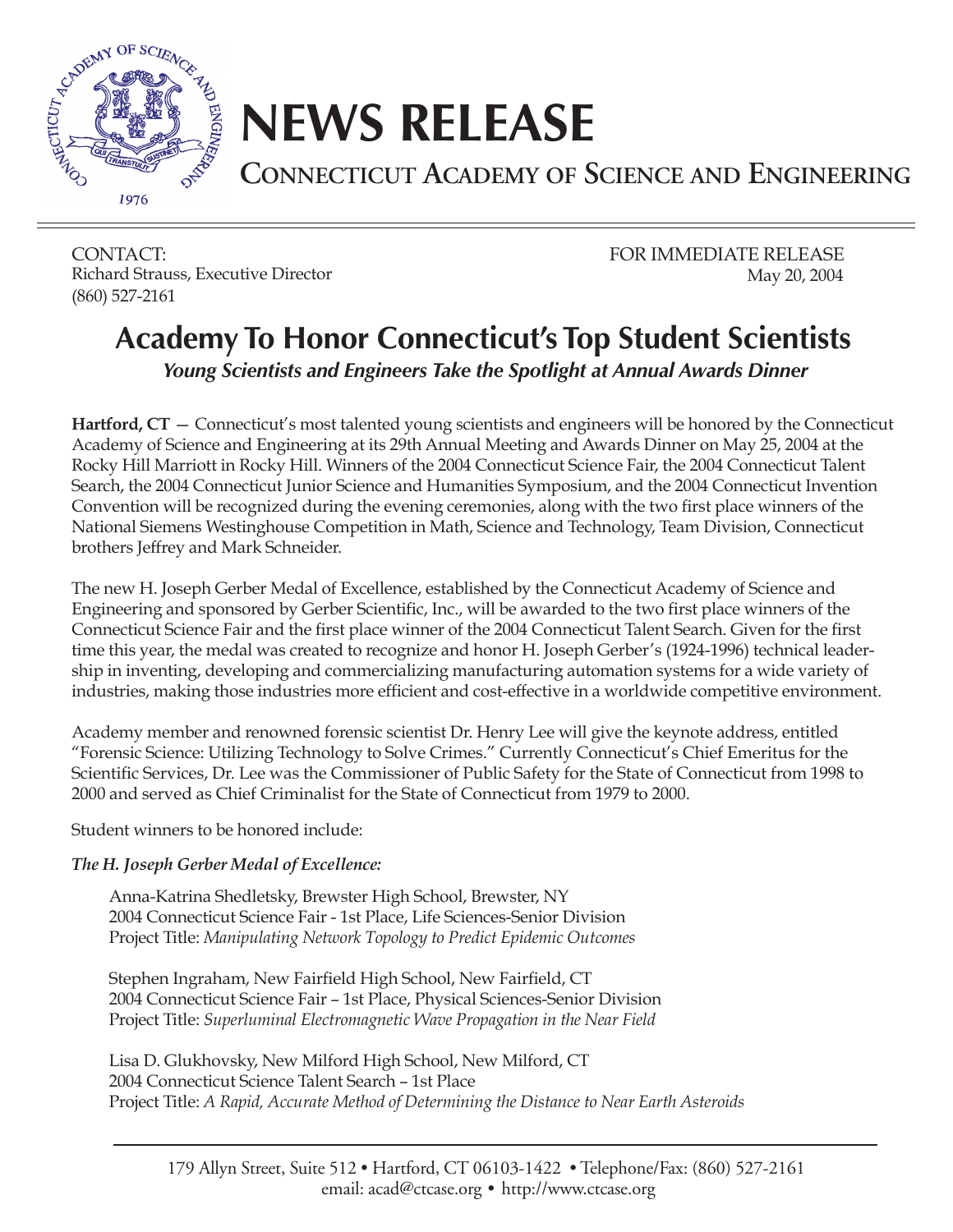# NEWS RELEASE

## Connecticut Academy of Science and Engineering

CONTACT:
Richard Strauss, Executive Director
(860) 527-2161

FOR IMMEDIATE RELEASE
May 20, 2004

# Academy To Honor Connecticut's Top Student Scientists

***Young Scientists and Engineers Take the Spotlight at Annual Awards Dinner***

**Hartford, CT** — Connecticut's most talented young scientists and engineers will be honored by the Connecticut Academy of Science and Engineering at its 29th Annual Meeting and Awards Dinner on May 25, 2004 at the Rocky Hill Marriott in Rocky Hill. Winners of the 2004 Connecticut Science Fair, the 2004 Connecticut Talent Search, the 2004 Connecticut Junior Science and Humanities Symposium, and the 2004 Connecticut Invention Convention will be recognized during the evening ceremonies, along with the two first place winners of the National Siemens Westinghouse Competition in Math, Science and Technology, Team Division, Connecticut brothers Jeffrey and Mark Schneider.

The new H. Joseph Gerber Medal of Excellence, established by the Connecticut Academy of Science and Engineering and sponsored by Gerber Scientific, Inc., will be awarded to the two first place winners of the Connecticut Science Fair and the first place winner of the 2004 Connecticut Talent Search. Given for the first time this year, the medal was created to recognize and honor H. Joseph Gerber's (1924-1996) technical leadership in inventing, developing and commercializing manufacturing automation systems for a wide variety of industries, making those industries more efficient and cost-effective in a worldwide competitive environment.

Academy member and renowned forensic scientist Dr. Henry Lee will give the keynote address, entitled "Forensic Science: Utilizing Technology to Solve Crimes." Currently Connecticut's Chief Emeritus for the Scientific Services, Dr. Lee was the Commissioner of Public Safety for the State of Connecticut from 1998 to 2000 and served as Chief Criminalist for the State of Connecticut from 1979 to 2000.

Student winners to be honored include:

***The H. Joseph Gerber Medal of Excellence:***

Anna-Katrina Shedletsky, Brewster High School, Brewster, NY
2004 Connecticut Science Fair - 1st Place, Life Sciences-Senior Division
Project Title: *Manipulating Network Topology to Predict Epidemic Outcomes*

Stephen Ingraham, New Fairfield High School, New Fairfield, CT
2004 Connecticut Science Fair – 1st Place, Physical Sciences-Senior Division
Project Title: *Superluminal Electromagnetic Wave Propagation in the Near Field*

Lisa D. Glukhovsky, New Milford High School, New Milford, CT
2004 Connecticut Science Talent Search – 1st Place
Project Title: *A Rapid, Accurate Method of Determining the Distance to Near Earth Asteroids*

179 Allyn Street, Suite 512 • Hartford, CT 06103-1422 • Telephone/Fax: (860) 527-2161
email: acad@ctcase.org • http://www.ctcase.org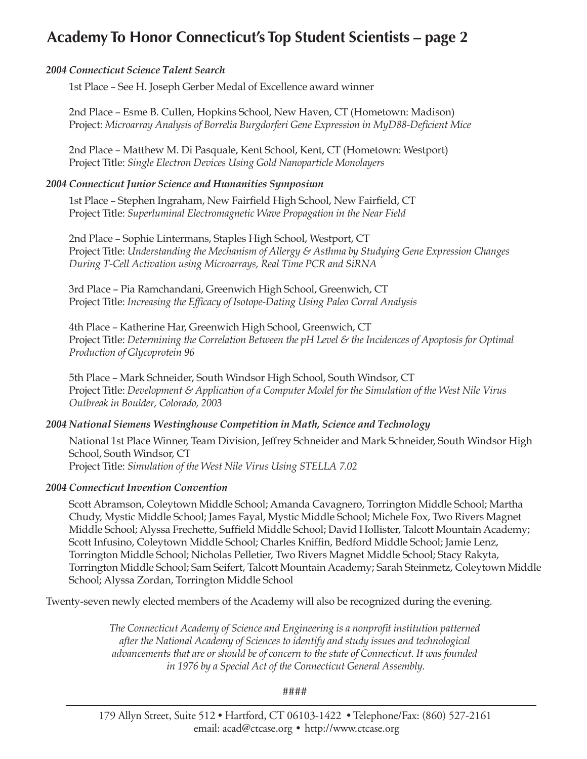# Academy To Honor Connecticut's Top Student Scientists – page 2

***2004 Connecticut Science Talent Search***

1st Place – See H. Joseph Gerber Medal of Excellence award winner

2nd Place – Esme B. Cullen, Hopkins School, New Haven, CT (Hometown: Madison)
Project: *Microarray Analysis of Borrelia Burgdorferi Gene Expression in MyD88-Deficient Mice*

2nd Place – Matthew M. Di Pasquale, Kent School, Kent, CT (Hometown: Westport)
Project Title: *Single Electron Devices Using Gold Nanoparticle Monolayers*

***2004 Connecticut Junior Science and Humanities Symposium***

1st Place – Stephen Ingraham, New Fairfield High School, New Fairfield, CT
Project Title: *Superluminal Electromagnetic Wave Propagation in the Near Field*

2nd Place – Sophie Lintermans, Staples High School, Westport, CT
Project Title: *Understanding the Mechanism of Allergy & Asthma by Studying Gene Expression Changes During T-Cell Activation using Microarrays, Real Time PCR and SiRNA*

3rd Place – Pia Ramchandani, Greenwich High School, Greenwich, CT
Project Title: *Increasing the Efficacy of Isotope-Dating Using Paleo Corral Analysis*

4th Place – Katherine Har, Greenwich High School, Greenwich, CT
Project Title: *Determining the Correlation Between the pH Level & the Incidences of Apoptosis for Optimal Production of Glycoprotein 96*

5th Place – Mark Schneider, South Windsor High School, South Windsor, CT
Project Title: *Development & Application of a Computer Model for the Simulation of the West Nile Virus Outbreak in Boulder, Colorado, 2003*

***2004 National Siemens Westinghouse Competition in Math, Science and Technology***

National 1st Place Winner, Team Division, Jeffrey Schneider and Mark Schneider, South Windsor High School, South Windsor, CT
Project Title: *Simulation of the West Nile Virus Using STELLA 7.02*

***2004 Connecticut Invention Convention***

Scott Abramson, Coleytown Middle School; Amanda Cavagnero, Torrington Middle School; Martha Chudy, Mystic Middle School; James Fayal, Mystic Middle School; Michele Fox, Two Rivers Magnet Middle School; Alyssa Frechette, Suffield Middle School; David Hollister, Talcott Mountain Academy; Scott Infusino, Coleytown Middle School; Charles Kniffin, Bedford Middle School; Jamie Lenz, Torrington Middle School; Nicholas Pelletier, Two Rivers Magnet Middle School; Stacy Rakyta, Torrington Middle School; Sam Seifert, Talcott Mountain Academy; Sarah Steinmetz, Coleytown Middle School; Alyssa Zordan, Torrington Middle School

Twenty-seven newly elected members of the Academy will also be recognized during the evening.

*The Connecticut Academy of Science and Engineering is a nonprofit institution patterned after the National Academy of Sciences to identify and study issues and technological advancements that are or should be of concern to the state of Connecticut. It was founded in 1976 by a Special Act of the Connecticut General Assembly.*

####

179 Allyn Street, Suite 512 • Hartford, CT 06103-1422 • Telephone/Fax: (860) 527-2161
email: acad@ctcase.org • http://www.ctcase.org